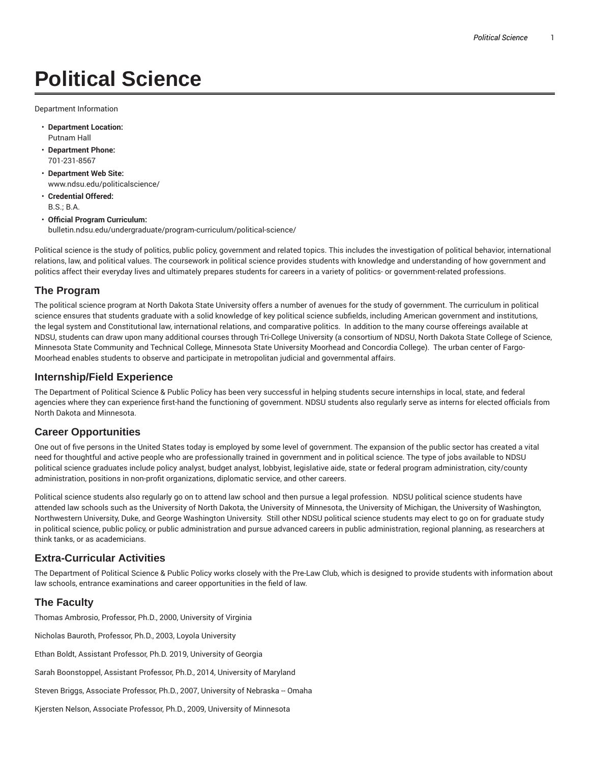# Political Science

Department Information

- **Department Location:**
  Putnam Hall
- **Department Phone:**
  701-231-8567
- **Department Web Site:**
  www.ndsu.edu/politicalscience/
- **Credential Offered:**
  B.S.; B.A.
- **Official Program Curriculum:**
  bulletin.ndsu.edu/undergraduate/program-curriculum/political-science/

Political science is the study of politics, public policy, government and related topics. This includes the investigation of political behavior, international relations, law, and political values. The coursework in political science provides students with knowledge and understanding of how government and politics affect their everyday lives and ultimately prepares students for careers in a variety of politics- or government-related professions.

## The Program

The political science program at North Dakota State University offers a number of avenues for the study of government. The curriculum in political science ensures that students graduate with a solid knowledge of key political science subfields, including American government and institutions, the legal system and Constitutional law, international relations, and comparative politics. In addition to the many course offereings available at NDSU, students can draw upon many additional courses through Tri-College University (a consortium of NDSU, North Dakota State College of Science, Minnesota State Community and Technical College, Minnesota State University Moorhead and Concordia College). The urban center of Fargo-Moorhead enables students to observe and participate in metropolitan judicial and governmental affairs.

## Internship/Field Experience

The Department of Political Science & Public Policy has been very successful in helping students secure internships in local, state, and federal agencies where they can experience first-hand the functioning of government. NDSU students also regularly serve as interns for elected officials from North Dakota and Minnesota.

## Career Opportunities

One out of five persons in the United States today is employed by some level of government. The expansion of the public sector has created a vital need for thoughtful and active people who are professionally trained in government and in political science. The type of jobs available to NDSU political science graduates include policy analyst, budget analyst, lobbyist, legislative aide, state or federal program administration, city/county administration, positions in non-profit organizations, diplomatic service, and other careers.

Political science students also regularly go on to attend law school and then pursue a legal profession. NDSU political science students have attended law schools such as the University of North Dakota, the University of Minnesota, the University of Michigan, the University of Washington, Northwestern University, Duke, and George Washington University. Still other NDSU political science students may elect to go on for graduate study in political science, public policy, or public administration and pursue advanced careers in public administration, regional planning, as researchers at think tanks, or as academicians.

## Extra-Curricular Activities

The Department of Political Science & Public Policy works closely with the Pre-Law Club, which is designed to provide students with information about law schools, entrance examinations and career opportunities in the field of law.

## The Faculty

Thomas Ambrosio, Professor, Ph.D., 2000, University of Virginia

Nicholas Bauroth, Professor, Ph.D., 2003, Loyola University

Ethan Boldt, Assistant Professor, Ph.D. 2019, University of Georgia

Sarah Boonstoppel, Assistant Professor, Ph.D., 2014, University of Maryland

Steven Briggs, Associate Professor, Ph.D., 2007, University of Nebraska -- Omaha

Kjersten Nelson, Associate Professor, Ph.D., 2009, University of Minnesota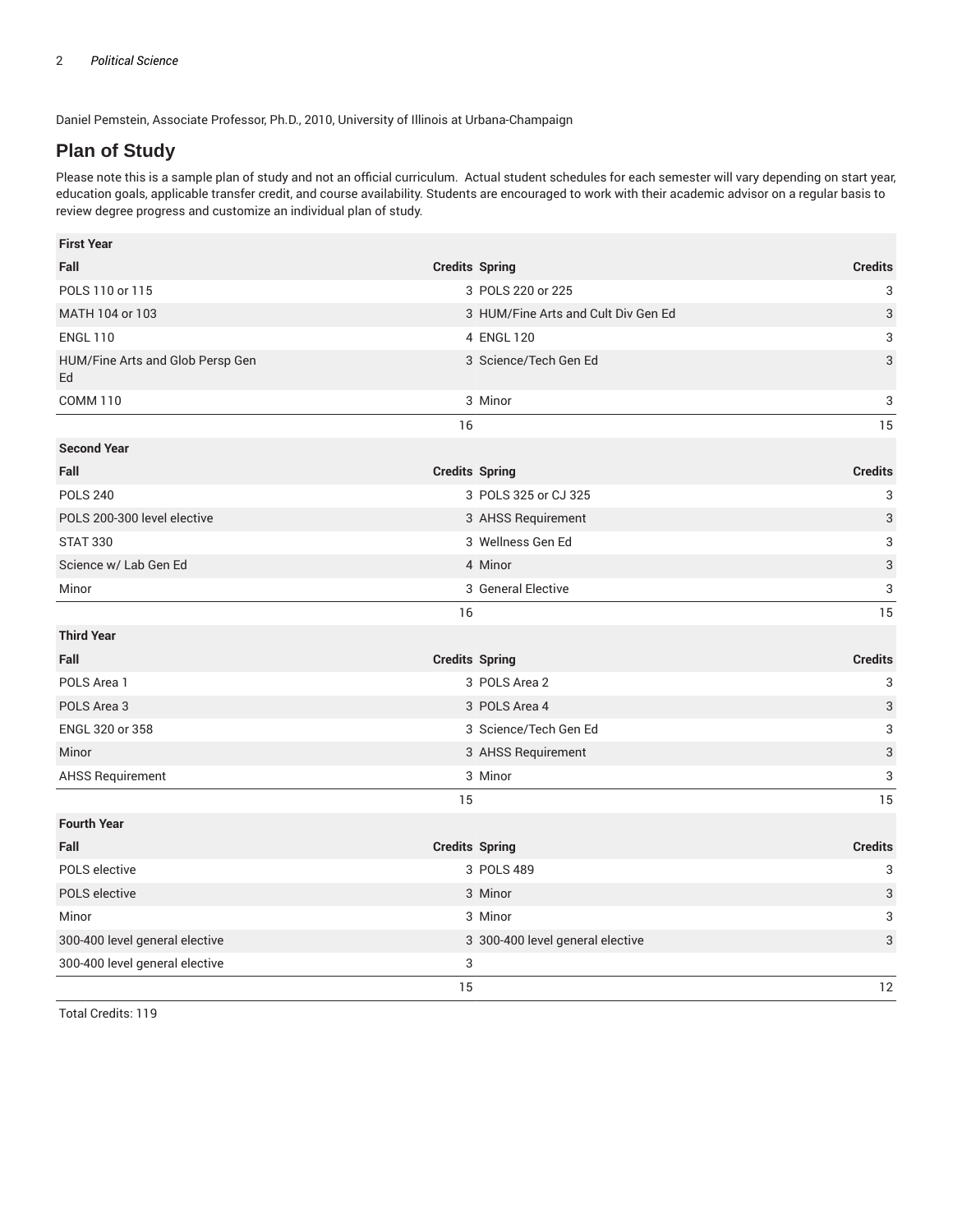Daniel Pemstein, Associate Professor, Ph.D., 2010, University of Illinois at Urbana-Champaign

## Plan of Study

Please note this is a sample plan of study and not an official curriculum. Actual student schedules for each semester will vary depending on start year, education goals, applicable transfer credit, and course availability. Students are encouraged to work with their academic advisor on a regular basis to review degree progress and customize an individual plan of study.

| First Year | | | |
|---|---|---|---|
| **Fall** | **Credits** | **Spring** | **Credits** |
| POLS 110 or 115 | 3 | POLS 220 or 225 | 3 |
| MATH 104 or 103 | 3 | HUM/Fine Arts and Cult Div Gen Ed | 3 |
| ENGL 110 | 4 | ENGL 120 | 3 |
| HUM/Fine Arts and Glob Persp Gen Ed | 3 | Science/Tech Gen Ed | 3 |
| COMM 110 | 3 | Minor | 3 |
| | 16 | | 15 |
| **Second Year** | | | |
| **Fall** | **Credits** | **Spring** | **Credits** |
| POLS 240 | 3 | POLS 325 or CJ 325 | 3 |
| POLS 200-300 level elective | 3 | AHSS Requirement | 3 |
| STAT 330 | 3 | Wellness Gen Ed | 3 |
| Science w/ Lab Gen Ed | 4 | Minor | 3 |
| Minor | 3 | General Elective | 3 |
| | 16 | | 15 |
| **Third Year** | | | |
| **Fall** | **Credits** | **Spring** | **Credits** |
| POLS Area 1 | 3 | POLS Area 2 | 3 |
| POLS Area 3 | 3 | POLS Area 4 | 3 |
| ENGL 320 or 358 | 3 | Science/Tech Gen Ed | 3 |
| Minor | 3 | AHSS Requirement | 3 |
| AHSS Requirement | 3 | Minor | 3 |
| | 15 | | 15 |
| **Fourth Year** | | | |
| **Fall** | **Credits** | **Spring** | **Credits** |
| POLS elective | 3 | POLS 489 | 3 |
| POLS elective | 3 | Minor | 3 |
| Minor | 3 | Minor | 3 |
| 300-400 level general elective | 3 | 300-400 level general elective | 3 |
| 300-400 level general elective | 3 | | |
| | 15 | | 12 |

Total Credits: 119